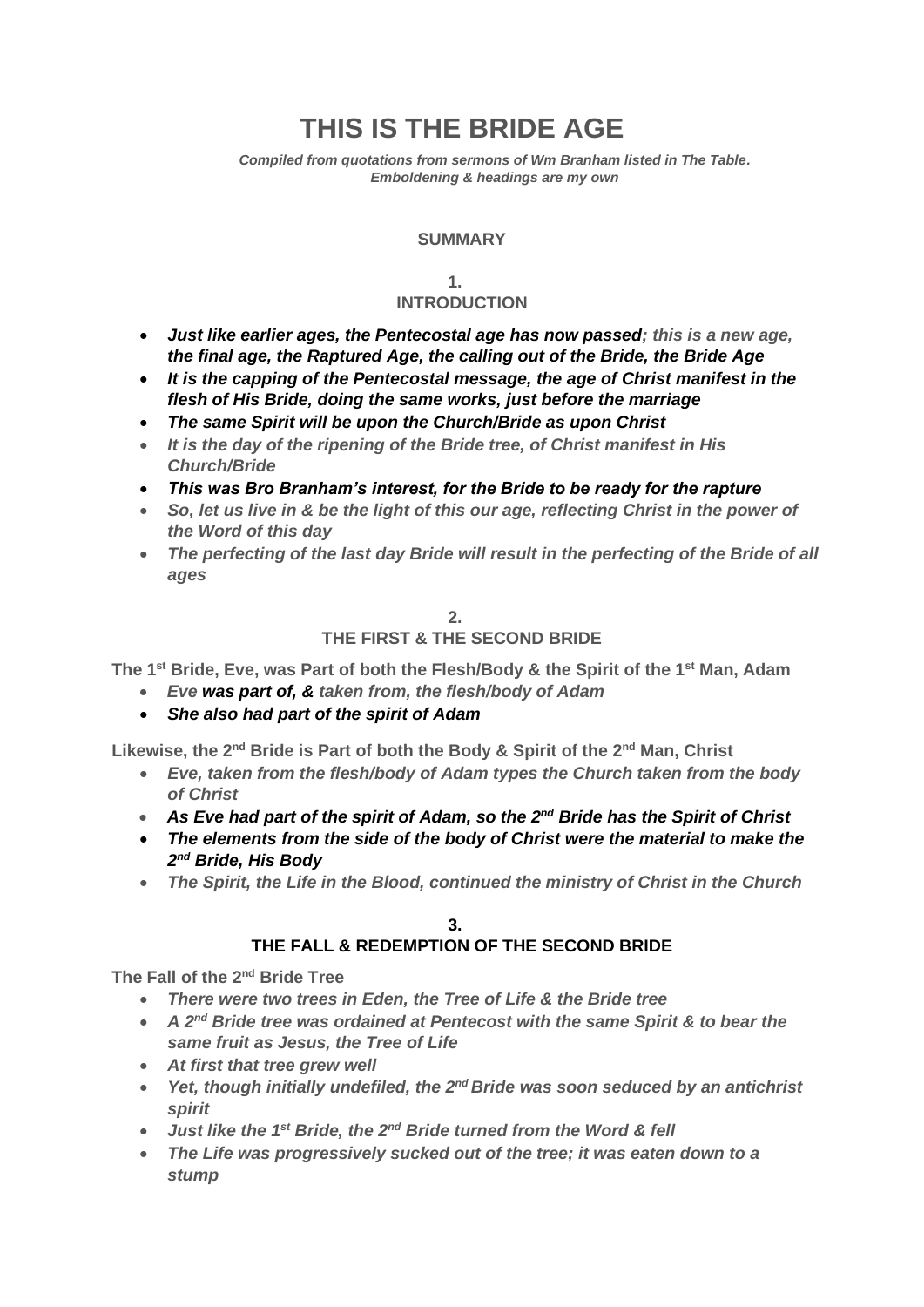# THIS IS THE BRIDE AGE

*Compiled from quotations from sermons of Wm Branham listed in The Table. Emboldening & headings are my own*

## SUMMARY

### 1. INTRODUCTION

- ***Just like earlier ages, the Pentecostal age has now passed****; this is a new age,* ***the final age, the Raptured Age, the calling out of the Bride, the Bride Age***
- ***It is the capping of the Pentecostal message, the age of Christ manifest in the flesh of His Bride, doing the same works, just before the marriage***
- ***The same Spirit will be upon the Church/Bride as upon Christ***
- *It is the day of the ripening of the Bride tree, of Christ manifest in His Church/Bride*
- ***This was Bro Branham's interest, for the Bride to be ready for the rapture***
- *So, let us live in & be the light of this our age, reflecting Christ in the power of the Word of this day*
- *The perfecting of the last day Bride will result in the perfecting of the Bride of all ages*

### 2. THE FIRST & THE SECOND BRIDE

**The 1st Bride, Eve, was Part of both the Flesh/Body & the Spirit of the 1st Man, Adam**

- *Eve* ***was part of, &*** *taken from, the flesh/body of Adam*
- ***She also had part of the spirit of Adam***

**Likewise, the 2nd Bride is Part of both the Body & Spirit of the 2nd Man, Christ**

- *Eve, taken from the flesh/body of Adam types the Church taken from the body of Christ*
- ***As Eve had part of the spirit of Adam, so the 2nd Bride has the Spirit of Christ***
- ***The elements from the side of the body of Christ were the material to make the 2nd Bride, His Body***
- *The Spirit, the Life in the Blood, continued the ministry of Christ in the Church*

### 3. THE FALL & REDEMPTION OF THE SECOND BRIDE

**The Fall of the 2nd Bride Tree**

- *There were two trees in Eden, the Tree of Life & the Bride tree*
- *A 2nd Bride tree was ordained at Pentecost with the same Spirit & to bear the same fruit as Jesus, the Tree of Life*
- *At first that tree grew well*
- *Yet, though initially undefiled, the 2nd Bride was soon seduced by an antichrist spirit*
- *Just like the 1st Bride, the 2nd Bride turned from the Word & fell*
- *The Life was progressively sucked out of the tree; it was eaten down to a stump*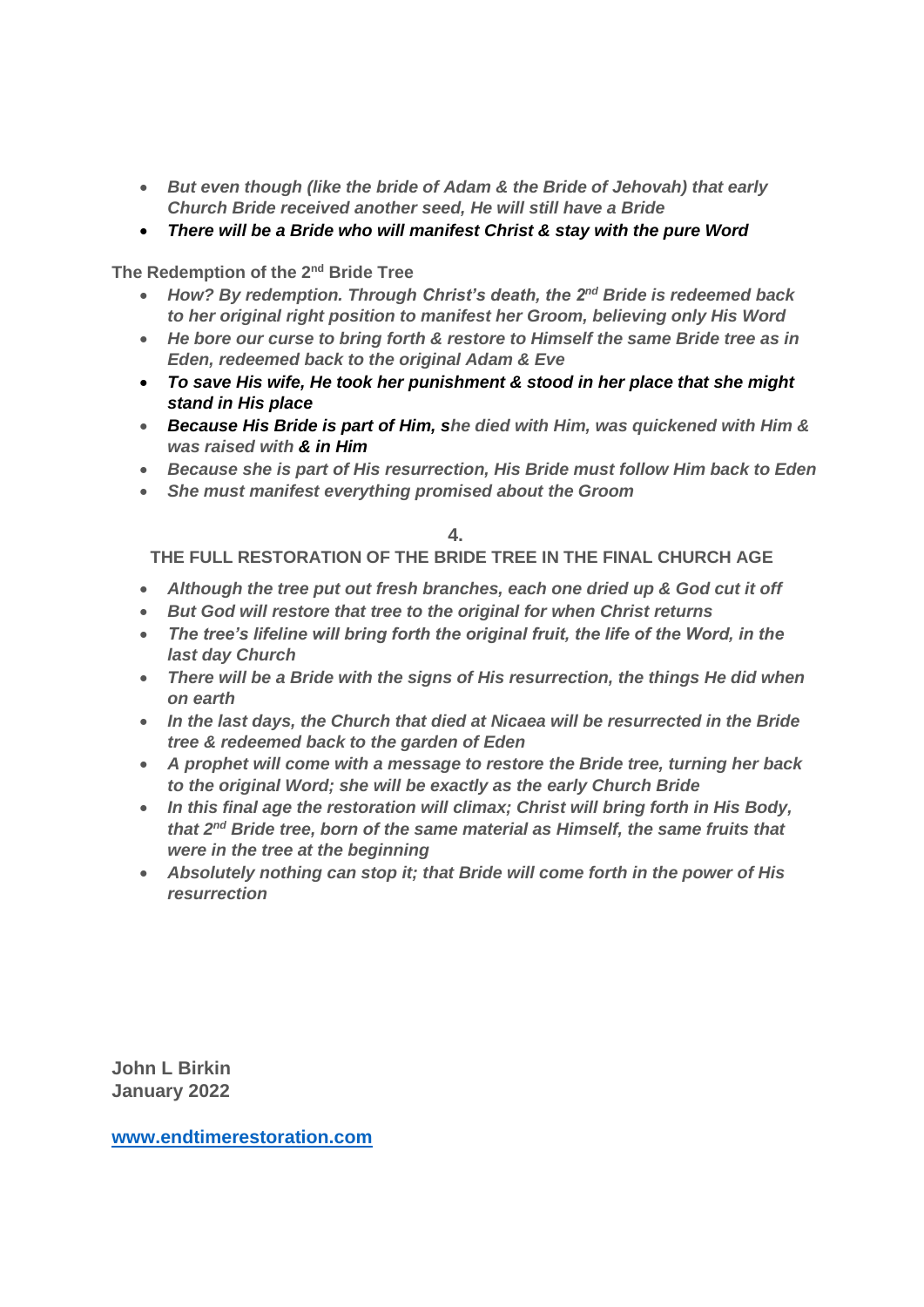- *But even though (like the bride of Adam & the Bride of Jehovah) that early Church Bride received another seed, He will still have a Bride*
- ***There will be a Bride who will manifest Christ & stay with the pure Word***

**The Redemption of the 2nd Bride Tree**

- *How? By redemption. Through Christ's death, the 2nd Bride is redeemed back to her original right position to manifest her Groom, believing only His Word*
- *He bore our curse to bring forth & restore to Himself the same Bride tree as in Eden, redeemed back to the original Adam & Eve*
- ***To save His wife, He took her punishment & stood in her place that she might stand in His place***
- ***Because His Bride is part of Him, s****he died with Him, was quickened with Him & was raised with* ***& in Him***
- *Because she is part of His resurrection, His Bride must follow Him back to Eden*
- *She must manifest everything promised about the Groom*

**4.**

**THE FULL RESTORATION OF THE BRIDE TREE IN THE FINAL CHURCH AGE**

- *Although the tree put out fresh branches, each one dried up & God cut it off*
- *But God will restore that tree to the original for when Christ returns*
- *The tree's lifeline will bring forth the original fruit, the life of the Word, in the last day Church*
- *There will be a Bride with the signs of His resurrection, the things He did when on earth*
- *In the last days, the Church that died at Nicaea will be resurrected in the Bride tree & redeemed back to the garden of Eden*
- *A prophet will come with a message to restore the Bride tree, turning her back to the original Word; she will be exactly as the early Church Bride*
- *In this final age the restoration will climax; Christ will bring forth in His Body, that 2nd Bride tree, born of the same material as Himself, the same fruits that were in the tree at the beginning*
- *Absolutely nothing can stop it; that Bride will come forth in the power of His resurrection*

**John L Birkin**
**January 2022**

**[www.endtimerestoration.com](http://www.endtimerestoration.com)**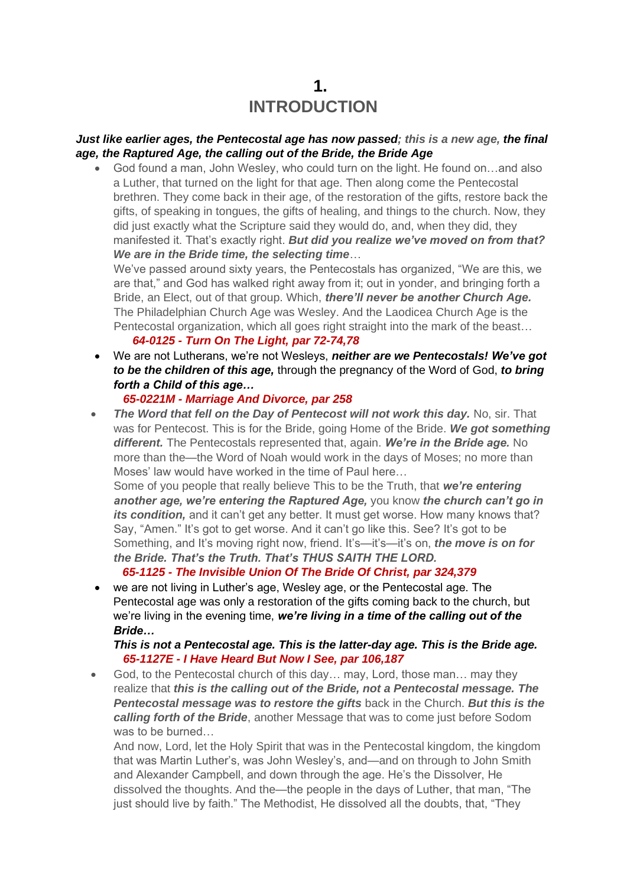# 1.
# INTRODUCTION

***Just like earlier ages, the Pentecostal age has now passed; this is a new age, the final age, the Raptured Age, the calling out of the Bride, the Bride Age***

- God found a man, John Wesley, who could turn on the light. He found on…and also a Luther, that turned on the light for that age. Then along come the Pentecostal brethren. They come back in their age, of the restoration of the gifts, restore back the gifts, of speaking in tongues, the gifts of healing, and things to the church. Now, they did just exactly what the Scripture said they would do, and, when they did, they manifested it. That's exactly right. ***But did you realize we've moved on from that? We are in the Bride time, the selecting time***…

  We've passed around sixty years, the Pentecostals has organized, "We are this, we are that," and God has walked right away from it; out in yonder, and bringing forth a Bride, an Elect, out of that group. Which, ***there'll never be another Church Age.*** The Philadelphian Church Age was Wesley. And the Laodicea Church Age is the Pentecostal organization, which all goes right straight into the mark of the beast…

  ***64-0125 - Turn On The Light, par 72-74,78***

- We are not Lutherans, we're not Wesleys, ***neither are we Pentecostals! We've got to be the children of this age,*** through the pregnancy of the Word of God, ***to bring forth a Child of this age…***

  ***65-0221M - Marriage And Divorce, par 258***

- ***The Word that fell on the Day of Pentecost will not work this day.*** No, sir. That was for Pentecost. This is for the Bride, going Home of the Bride. ***We got something different.*** The Pentecostals represented that, again. ***We're in the Bride age.*** No more than the—the Word of Noah would work in the days of Moses; no more than Moses' law would have worked in the time of Paul here…

  Some of you people that really believe This to be the Truth, that ***we're entering another age, we're entering the Raptured Age,*** you know ***the church can't go in its condition,*** and it can't get any better. It must get worse. How many knows that? Say, "Amen." It's got to get worse. And it can't go like this. See? It's got to be Something, and It's moving right now, friend. It's—it's—it's on, ***the move is on for the Bride. That's the Truth. That's THUS SAITH THE LORD.***

  ***65-1125 - The Invisible Union Of The Bride Of Christ, par 324,379***

- we are not living in Luther's age, Wesley age, or the Pentecostal age. The Pentecostal age was only a restoration of the gifts coming back to the church, but we're living in the evening time, ***we're living in a time of the calling out of the Bride…***

  ***This is not a Pentecostal age. This is the latter-day age. This is the Bride age.***

  ***65-1127E - I Have Heard But Now I See, par 106,187***

- God, to the Pentecostal church of this day… may, Lord, those man… may they realize that ***this is the calling out of the Bride, not a Pentecostal message. The Pentecostal message was to restore the gifts*** back in the Church. ***But this is the calling forth of the Bride***, another Message that was to come just before Sodom was to be burned…

  And now, Lord, let the Holy Spirit that was in the Pentecostal kingdom, the kingdom that was Martin Luther's, was John Wesley's, and—and on through to John Smith and Alexander Campbell, and down through the age. He's the Dissolver, He dissolved the thoughts. And the—the people in the days of Luther, that man, "The just should live by faith." The Methodist, He dissolved all the doubts, that, "They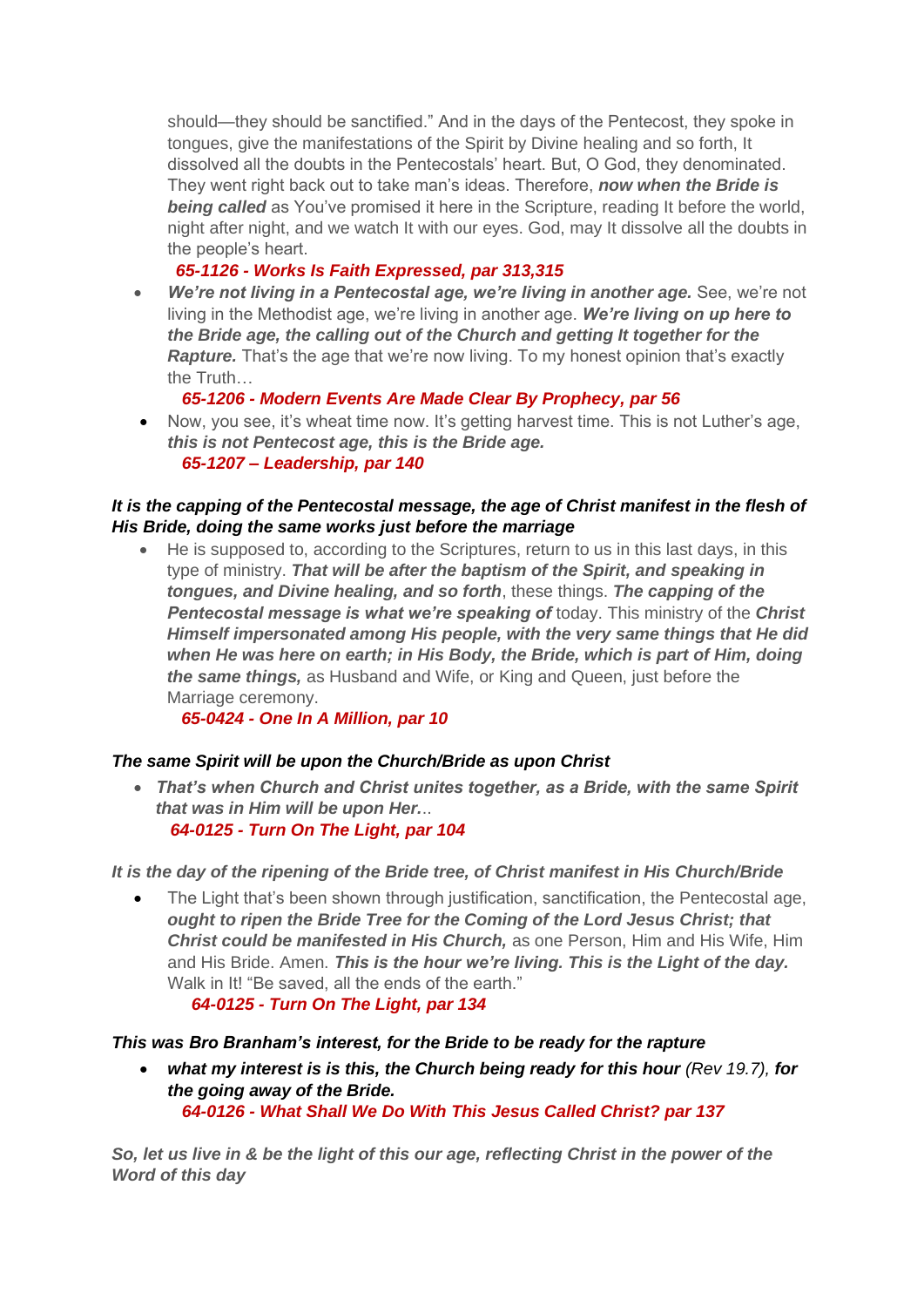should—they should be sanctified." And in the days of the Pentecost, they spoke in tongues, give the manifestations of the Spirit by Divine healing and so forth, It dissolved all the doubts in the Pentecostals' heart. But, O God, they denominated. They went right back out to take man's ideas. Therefore, ***now when the Bride is being called*** as You've promised it here in the Scripture, reading It before the world, night after night, and we watch It with our eyes. God, may It dissolve all the doubts in the people's heart.

***65-1126 - Works Is Faith Expressed, par 313,315***

- ***We're not living in a Pentecostal age, we're living in another age.*** See, we're not living in the Methodist age, we're living in another age. ***We're living on up here to the Bride age, the calling out of the Church and getting It together for the Rapture.*** That's the age that we're now living. To my honest opinion that's exactly the Truth…

  ***65-1206 - Modern Events Are Made Clear By Prophecy, par 56***

- Now, you see, it's wheat time now. It's getting harvest time. This is not Luther's age, ***this is not Pentecost age, this is the Bride age.***

  ***65-1207 – Leadership, par 140***

***It is the capping of the Pentecostal message, the age of Christ manifest in the flesh of His Bride, doing the same works just before the marriage***

- He is supposed to, according to the Scriptures, return to us in this last days, in this type of ministry. ***That will be after the baptism of the Spirit, and speaking in tongues, and Divine healing, and so forth***, these things. ***The capping of the Pentecostal message is what we're speaking of*** today. This ministry of the ***Christ Himself impersonated among His people, with the very same things that He did when He was here on earth; in His Body, the Bride, which is part of Him, doing the same things,*** as Husband and Wife, or King and Queen, just before the Marriage ceremony.

  ***65-0424 - One In A Million, par 10***

***The same Spirit will be upon the Church/Bride as upon Christ***

- ***That's when Church and Christ unites together, as a Bride, with the same Spirit that was in Him will be upon Her.***..

  ***64-0125 - Turn On The Light, par 104***

***It is the day of the ripening of the Bride tree, of Christ manifest in His Church/Bride***

- The Light that's been shown through justification, sanctification, the Pentecostal age, ***ought to ripen the Bride Tree for the Coming of the Lord Jesus Christ; that Christ could be manifested in His Church,*** as one Person, Him and His Wife, Him and His Bride. Amen. ***This is the hour we're living. This is the Light of the day.*** Walk in It! "Be saved, all the ends of the earth."

  ***64-0125 - Turn On The Light, par 134***

***This was Bro Branham's interest, for the Bride to be ready for the rapture***

- ***what my interest is is this, the Church being ready for this hour*** *(Rev 19.7)*, ***for the going away of the Bride.***

  ***64-0126 - What Shall We Do With This Jesus Called Christ? par 137***

***So, let us live in & be the light of this our age, reflecting Christ in the power of the Word of this day***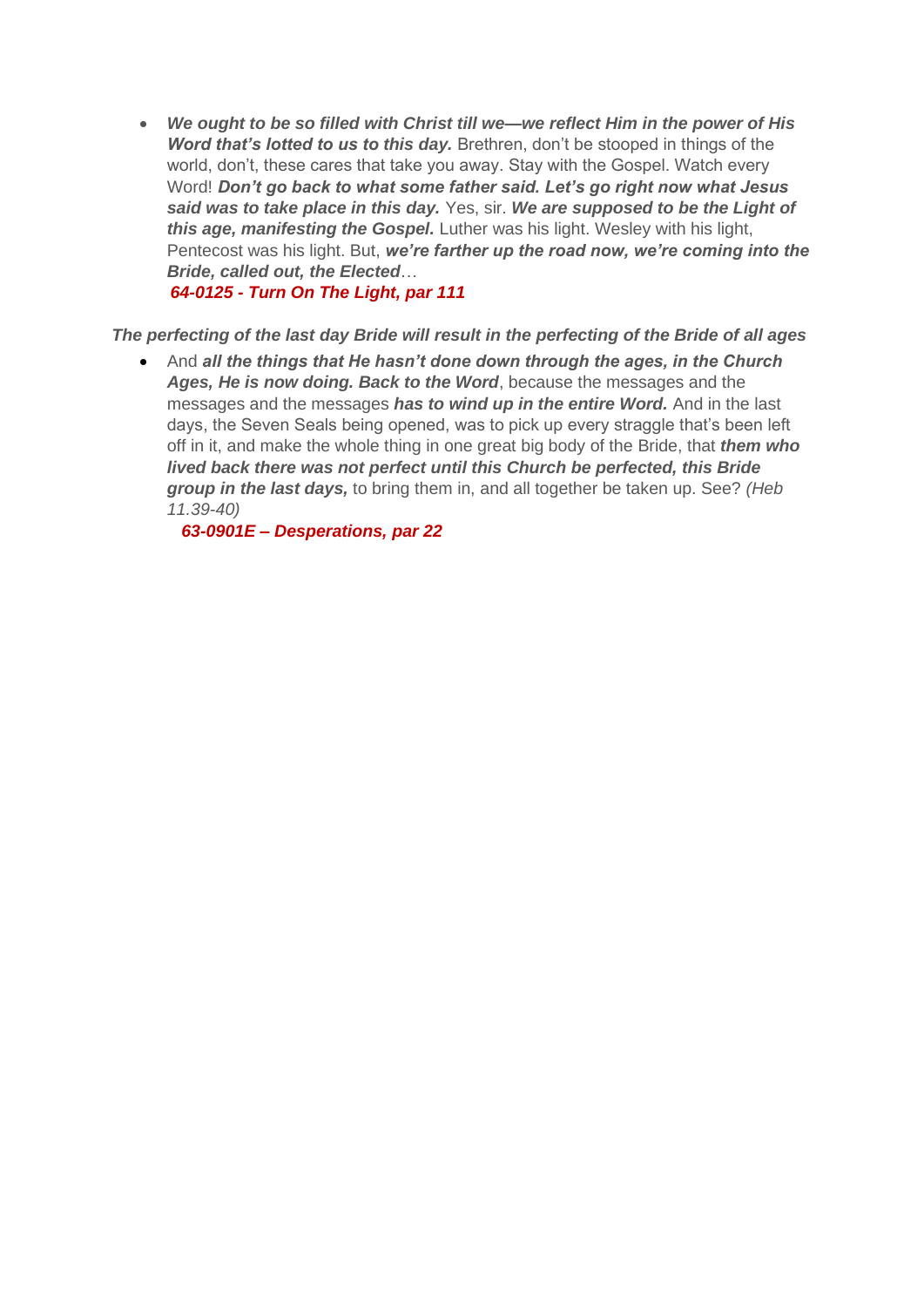- ***We ought to be so filled with Christ till we—we reflect Him in the power of His Word that's lotted to us to this day.*** Brethren, don't be stooped in things of the world, don't, these cares that take you away. Stay with the Gospel. Watch every Word! ***Don't go back to what some father said. Let's go right now what Jesus said was to take place in this day.*** Yes, sir. ***We are supposed to be the Light of this age, manifesting the Gospel.*** Luther was his light. Wesley with his light, Pentecost was his light. But, ***we're farther up the road now, we're coming into the Bride, called out, the Elected***…
  ***64-0125 - Turn On The Light, par 111***

***The perfecting of the last day Bride will result in the perfecting of the Bride of all ages***

- And ***all the things that He hasn't done down through the ages, in the Church Ages, He is now doing. Back to the Word***, because the messages and the messages and the messages ***has to wind up in the entire Word.*** And in the last days, the Seven Seals being opened, was to pick up every straggle that's been left off in it, and make the whole thing in one great big body of the Bride, that ***them who lived back there was not perfect until this Church be perfected, this Bride group in the last days,*** to bring them in, and all together be taken up. See? *(Heb 11.39-40)*
  ***63-0901E – Desperations, par 22***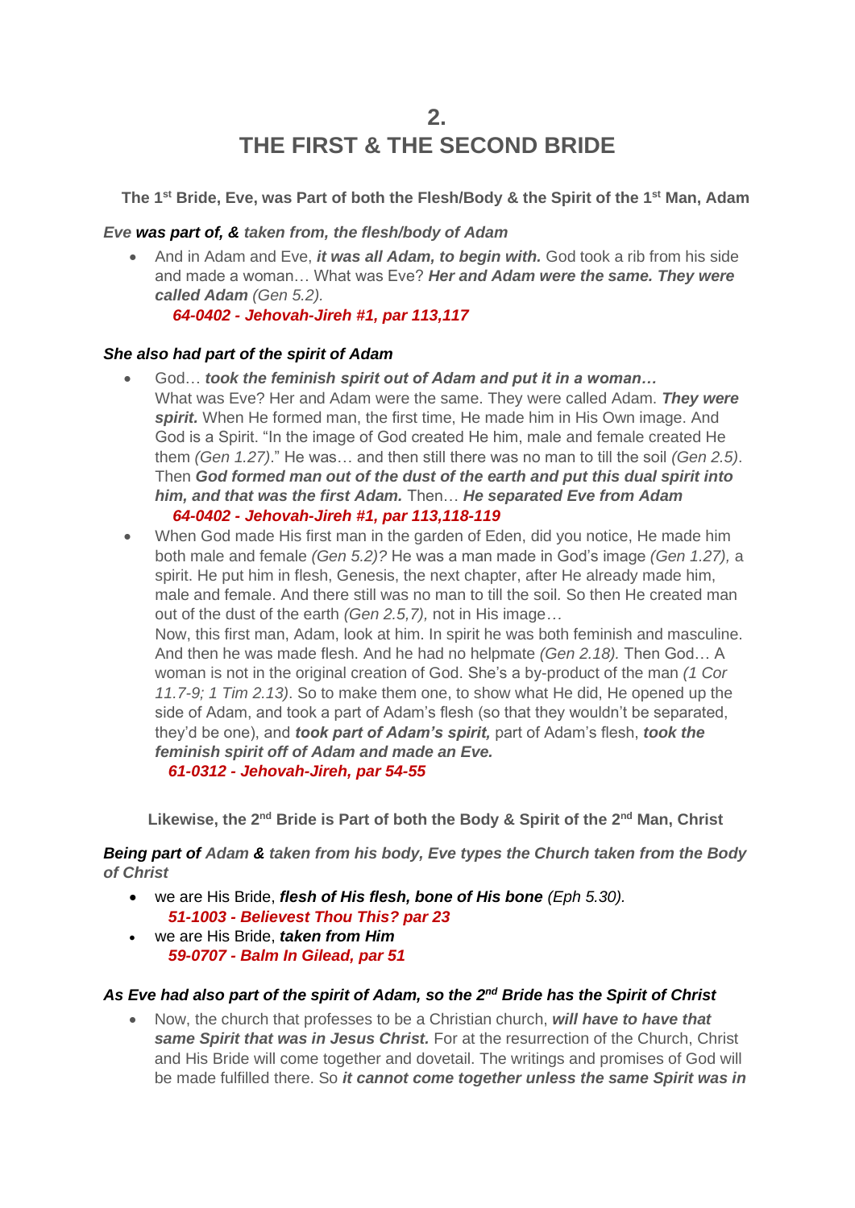## 2.
## THE FIRST & THE SECOND BRIDE

**The 1st Bride, Eve, was Part of both the Flesh/Body & the Spirit of the 1st Man, Adam**

***Eve was part of, & taken from, the flesh/body of Adam***

- And in Adam and Eve, ***it was all Adam, to begin with.*** God took a rib from his side and made a woman… What was Eve? ***Her and Adam were the same. They were called Adam*** *(Gen 5.2).*
  ***64-0402 - Jehovah-Jireh #1, par 113,117***

***She also had part of the spirit of Adam***

- God… ***took the feminish spirit out of Adam and put it in a woman…***
  What was Eve? Her and Adam were the same. They were called Adam. ***They were spirit.*** When He formed man, the first time, He made him in His Own image. And God is a Spirit. "In the image of God created He him, male and female created He them *(Gen 1.27)*." He was… and then still there was no man to till the soil *(Gen 2.5)*. Then ***God formed man out of the dust of the earth and put this dual spirit into him, and that was the first Adam.*** Then… ***He separated Eve from Adam***
  ***64-0402 - Jehovah-Jireh #1, par 113,118-119***
- When God made His first man in the garden of Eden, did you notice, He made him both male and female *(Gen 5.2)?* He was a man made in God's image *(Gen 1.27),* a spirit. He put him in flesh, Genesis, the next chapter, after He already made him, male and female. And there still was no man to till the soil. So then He created man out of the dust of the earth *(Gen 2.5,7),* not in His image*…*
  Now, this first man, Adam, look at him. In spirit he was both feminish and masculine. And then he was made flesh. And he had no helpmate *(Gen 2.18).* Then God… A woman is not in the original creation of God. She's a by-product of the man *(1 Cor 11.7-9; 1 Tim 2.13)*. So to make them one, to show what He did, He opened up the side of Adam, and took a part of Adam's flesh (so that they wouldn't be separated, they'd be one), and ***took part of Adam's spirit,*** part of Adam's flesh, ***took the feminish spirit off of Adam and made an Eve.***
  ***61-0312 - Jehovah-Jireh, par 54-55***

**Likewise, the 2nd Bride is Part of both the Body & Spirit of the 2nd Man, Christ**

***Being part of Adam & taken from his body, Eve types the Church taken from the Body of Christ***

- we are His Bride, ***flesh of His flesh, bone of His bone*** *(Eph 5.30).*
  ***51-1003 - Believest Thou This? par 23***
- we are His Bride, ***taken from Him***
  ***59-0707 - Balm In Gilead, par 51***

***As Eve had also part of the spirit of Adam, so the 2nd Bride has the Spirit of Christ***

- Now, the church that professes to be a Christian church, ***will have to have that same Spirit that was in Jesus Christ.*** For at the resurrection of the Church, Christ and His Bride will come together and dovetail. The writings and promises of God will be made fulfilled there. So ***it cannot come together unless the same Spirit was in***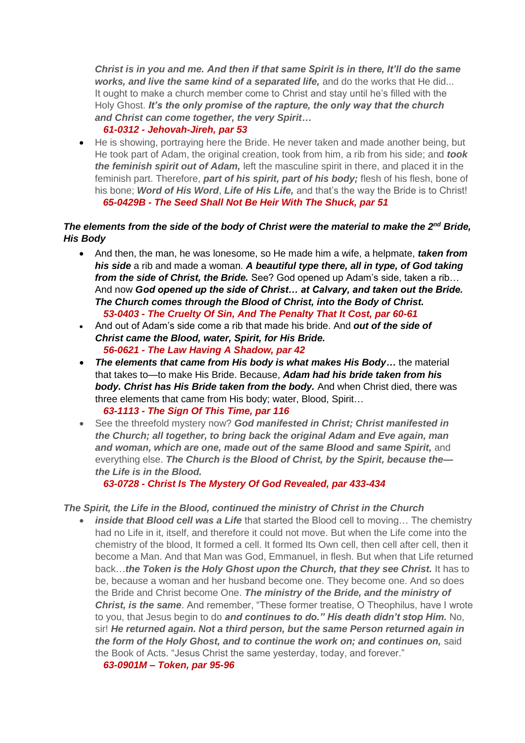***Christ is in you and me. And then if that same Spirit is in there, It'll do the same works, and live the same kind of a separated life,*** and do the works that He did... It ought to make a church member come to Christ and stay until he's filled with the Holy Ghost. ***It's the only promise of the rapture, the only way that the church and Christ can come together, the very Spirit…***
   ***61-0312 - Jehovah-Jireh, par 53***

- He is showing, portraying here the Bride. He never taken and made another being, but He took part of Adam, the original creation, took from him, a rib from his side; and ***took the feminish spirit out of Adam,*** left the masculine spirit in there, and placed it in the feminish part. Therefore, ***part of his spirit, part of his body;*** flesh of his flesh, bone of his bone; ***Word of His Word***, ***Life of His Life,*** and that's the way the Bride is to Christ!
  ***65-0429B - The Seed Shall Not Be Heir With The Shuck, par 51***

***The elements from the side of the body of Christ were the material to make the 2nd Bride, His Body***

- And then, the man, he was lonesome, so He made him a wife, a helpmate, ***taken from his side*** a rib and made a woman. ***A beautiful type there, all in type, of God taking from the side of Christ, the Bride.*** See? God opened up Adam's side, taken a rib… And now ***God opened up the side of Christ… at Calvary, and taken out the Bride. The Church comes through the Blood of Christ, into the Body of Christ.***
  ***53-0403 - The Cruelty Of Sin, And The Penalty That It Cost, par 60-61***
- And out of Adam's side come a rib that made his bride. And ***out of the side of Christ came the Blood, water, Spirit, for His Bride.***
  ***56-0621 - The Law Having A Shadow, par 42***
- ***The elements that came from His body is what makes His Body…*** the material that takes to—to make His Bride. Because, ***Adam had his bride taken from his body. Christ has His Bride taken from the body.*** And when Christ died, there was three elements that came from His body; water, Blood, Spirit…
  ***63-1113 - The Sign Of This Time, par 116***
- See the threefold mystery now? ***God manifested in Christ; Christ manifested in the Church; all together, to bring back the original Adam and Eve again, man and woman, which are one, made out of the same Blood and same Spirit,*** and everything else. ***The Church is the Blood of Christ, by the Spirit, because the—the Life is in the Blood.***
  ***63-0728 - Christ Is The Mystery Of God Revealed, par 433-434***

***The Spirit, the Life in the Blood, continued the ministry of Christ in the Church***

- ***inside that Blood cell was a Life*** that started the Blood cell to moving… The chemistry had no Life in it, itself, and therefore it could not move. But when the Life come into the chemistry of the blood, It formed a cell. It formed Its Own cell, then cell after cell, then it become a Man. And that Man was God, Emmanuel, in flesh. But when that Life returned back…***the Token is the Holy Ghost upon the Church, that they see Christ.*** It has to be, because a woman and her husband become one. They become one. And so does the Bride and Christ become One. ***The ministry of the Bride, and the ministry of Christ, is the same***. And remember, "These former treatise, O Theophilus, have I wrote to you, that Jesus begin to do ***and continues to do." His death didn't stop Him.*** No, sir! ***He returned again. Not a third person, but the same Person returned again in the form of the Holy Ghost, and to continue the work on; and continues on,*** said the Book of Acts. "Jesus Christ the same yesterday, today, and forever."
  ***63-0901M – Token, par 95-96***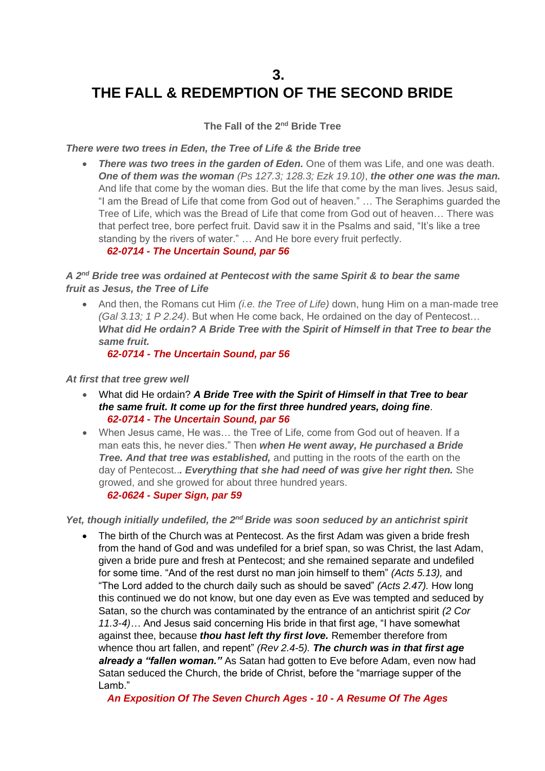# 3.
# THE FALL & REDEMPTION OF THE SECOND BRIDE

### The Fall of the 2nd Bride Tree

***There were two trees in Eden, the Tree of Life & the Bride tree***

- ***There was two trees in the garden of Eden.*** One of them was Life, and one was death. ***One of them was the woman*** *(Ps 127.3; 128.3; Ezk 19.10)*, ***the other one was the man.*** And life that come by the woman dies. But the life that come by the man lives. Jesus said, "I am the Bread of Life that come from God out of heaven." … The Seraphims guarded the Tree of Life, which was the Bread of Life that come from God out of heaven… There was that perfect tree, bore perfect fruit. David saw it in the Psalms and said, "It's like a tree standing by the rivers of water." … And He bore every fruit perfectly.
  ***62-0714 - The Uncertain Sound, par 56***

***A 2nd Bride tree was ordained at Pentecost with the same Spirit & to bear the same fruit as Jesus, the Tree of Life***

- And then, the Romans cut Him *(i.e. the Tree of Life)* down, hung Him on a man-made tree *(Gal 3.13; 1 P 2.24)*. But when He come back, He ordained on the day of Pentecost… ***What did He ordain? A Bride Tree with the Spirit of Himself in that Tree to bear the same fruit.***
  ***62-0714 - The Uncertain Sound, par 56***

***At first that tree grew well***

- What did He ordain? ***A Bride Tree with the Spirit of Himself in that Tree to bear the same fruit. It come up for the first three hundred years, doing fine***.
  ***62-0714 - The Uncertain Sound, par 56***
- When Jesus came, He was… the Tree of Life, come from God out of heaven. If a man eats this, he never dies." Then ***when He went away, He purchased a Bride Tree. And that tree was established,*** and putting in the roots of the earth on the day of Pentecost*.. **Everything that she had need of was give her right then.*** She growed, and she growed for about three hundred years.
  ***62-0624 - Super Sign, par 59***

***Yet, though initially undefiled, the 2nd Bride was soon seduced by an antichrist spirit***

- The birth of the Church was at Pentecost. As the first Adam was given a bride fresh from the hand of God and was undefiled for a brief span, so was Christ, the last Adam, given a bride pure and fresh at Pentecost; and she remained separate and undefiled for some time. "And of the rest durst no man join himself to them" *(Acts 5.13),* and "The Lord added to the church daily such as should be saved" *(Acts 2.47).* How long this continued we do not know, but one day even as Eve was tempted and seduced by Satan, so the church was contaminated by the entrance of an antichrist spirit *(2 Cor 11.3-4)*… And Jesus said concerning His bride in that first age, "I have somewhat against thee, because ***thou hast left thy first love.*** Remember therefore from whence thou art fallen, and repent" *(Rev 2.4-5).* ***The church was in that first age already a "fallen woman."*** As Satan had gotten to Eve before Adam, even now had Satan seduced the Church, the bride of Christ, before the "marriage supper of the Lamb."
  ***An Exposition Of The Seven Church Ages - 10 - A Resume Of The Ages***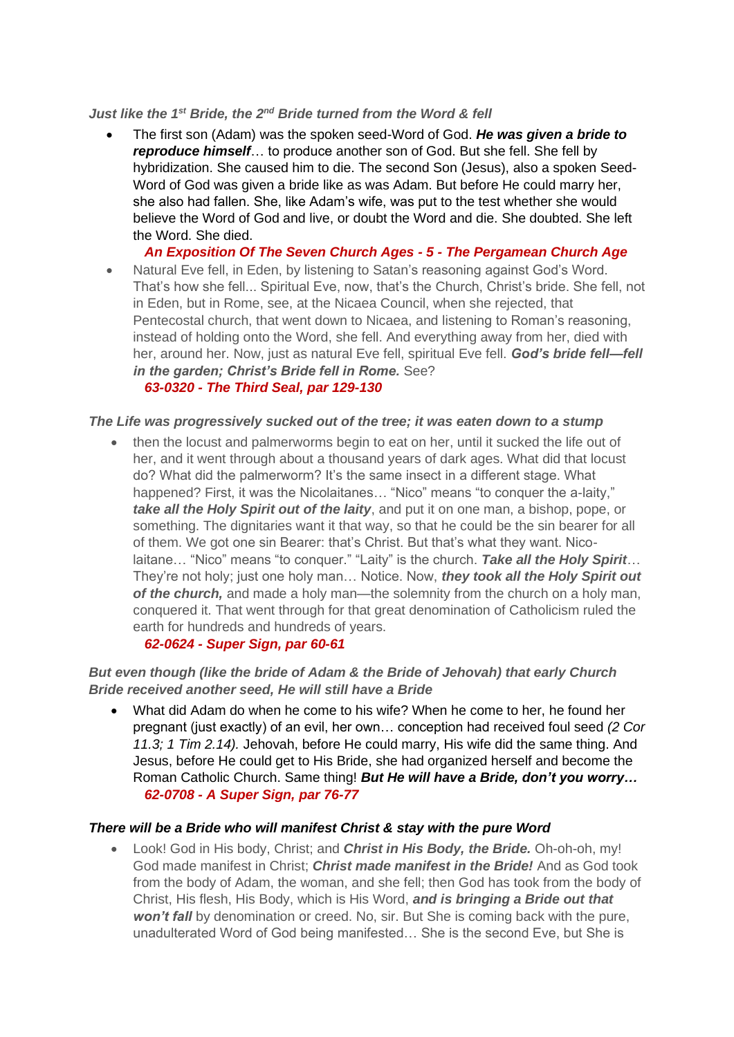***Just like the 1st Bride, the 2nd Bride turned from the Word & fell***

- The first son (Adam) was the spoken seed-Word of God. ***He was given a bride to reproduce himself***… to produce another son of God. But she fell. She fell by hybridization. She caused him to die. The second Son (Jesus), also a spoken Seed-Word of God was given a bride like as was Adam. But before He could marry her, she also had fallen. She, like Adam's wife, was put to the test whether she would believe the Word of God and live, or doubt the Word and die. She doubted. She left the Word. She died.
  ***An Exposition Of The Seven Church Ages - 5 - The Pergamean Church Age***
- Natural Eve fell, in Eden, by listening to Satan's reasoning against God's Word. That's how she fell... Spiritual Eve, now, that's the Church, Christ's bride. She fell, not in Eden, but in Rome, see, at the Nicaea Council, when she rejected, that Pentecostal church, that went down to Nicaea, and listening to Roman's reasoning, instead of holding onto the Word, she fell. And everything away from her, died with her, around her. Now, just as natural Eve fell, spiritual Eve fell. ***God's bride fell—fell in the garden; Christ's Bride fell in Rome.*** See?
  ***63-0320 - The Third Seal, par 129-130***

***The Life was progressively sucked out of the tree; it was eaten down to a stump***

- then the locust and palmerworms begin to eat on her, until it sucked the life out of her, and it went through about a thousand years of dark ages. What did that locust do? What did the palmerworm? It's the same insect in a different stage. What happened? First, it was the Nicolaitanes… "Nico" means "to conquer the a-laity," ***take all the Holy Spirit out of the laity***, and put it on one man, a bishop, pope, or something. The dignitaries want it that way, so that he could be the sin bearer for all of them. We got one sin Bearer: that's Christ. But that's what they want. Nico-laitane… "Nico" means "to conquer." "Laity" is the church. ***Take all the Holy Spirit***… They're not holy; just one holy man… Notice. Now, ***they took all the Holy Spirit out of the church,*** and made a holy man—the solemnity from the church on a holy man, conquered it. That went through for that great denomination of Catholicism ruled the earth for hundreds and hundreds of years.
  ***62-0624 - Super Sign, par 60-61***

***But even though (like the bride of Adam & the Bride of Jehovah) that early Church Bride received another seed, He will still have a Bride***

- What did Adam do when he come to his wife? When he come to her, he found her pregnant (just exactly) of an evil, her own… conception had received foul seed *(2 Cor 11.3; 1 Tim 2.14).* Jehovah, before He could marry, His wife did the same thing. And Jesus, before He could get to His Bride, she had organized herself and become the Roman Catholic Church. Same thing! ***But He will have a Bride, don't you worry…***
  ***62-0708 - A Super Sign, par 76-77***

***There will be a Bride who will manifest Christ & stay with the pure Word***

- Look! God in His body, Christ; and ***Christ in His Body, the Bride.*** Oh-oh-oh, my! God made manifest in Christ; ***Christ made manifest in the Bride!*** And as God took from the body of Adam, the woman, and she fell; then God has took from the body of Christ, His flesh, His Body, which is His Word, ***and is bringing a Bride out that won't fall*** by denomination or creed. No, sir. But She is coming back with the pure, unadulterated Word of God being manifested… She is the second Eve, but She is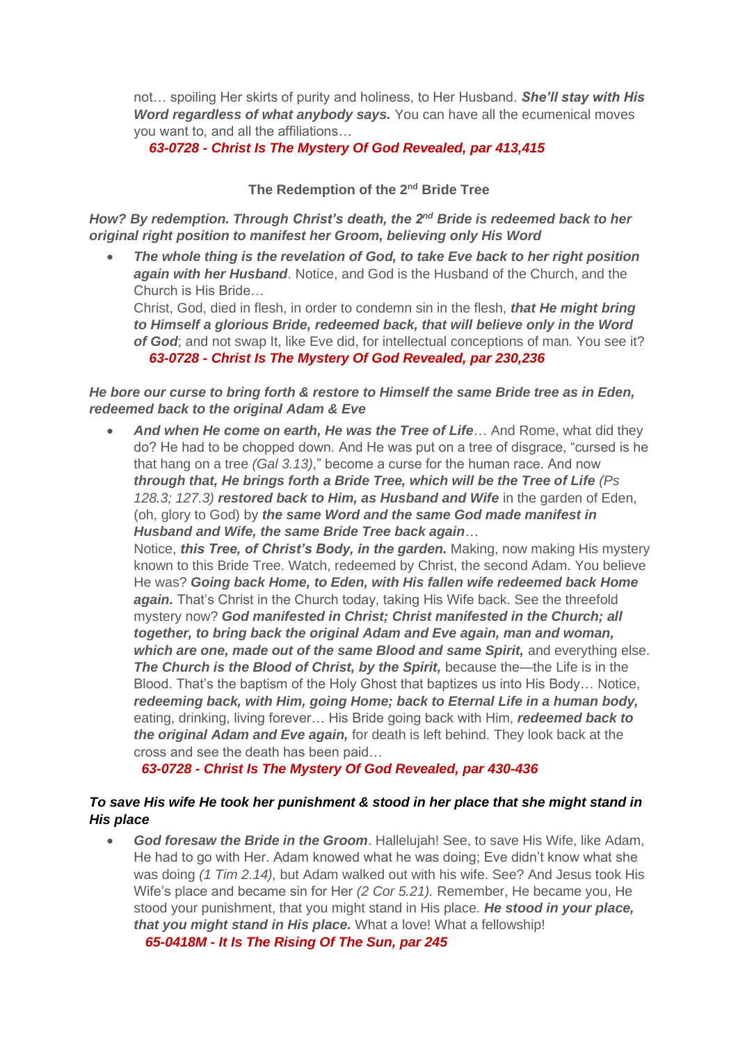not… spoiling Her skirts of purity and holiness, to Her Husband. ***She'll stay with His Word regardless of what anybody says.*** You can have all the ecumenical moves you want to, and all the affiliations…

***63-0728 - Christ Is The Mystery Of God Revealed, par 413,415***

**The Redemption of the 2nd Bride Tree**

***How? By redemption. Through Christ's death, the 2nd Bride is redeemed back to her original right position to manifest her Groom, believing only His Word***

- ***The whole thing is the revelation of God, to take Eve back to her right position again with her Husband***. Notice, and God is the Husband of the Church, and the Church is His Bride…

  Christ, God, died in flesh, in order to condemn sin in the flesh, ***that He might bring to Himself a glorious Bride, redeemed back, that will believe only in the Word of God***; and not swap It, like Eve did, for intellectual conceptions of man. You see it?

  ***63-0728 - Christ Is The Mystery Of God Revealed, par 230,236***

***He bore our curse to bring forth & restore to Himself the same Bride tree as in Eden, redeemed back to the original Adam & Eve***

- ***And when He come on earth, He was the Tree of Life***… And Rome, what did they do? He had to be chopped down. And He was put on a tree of disgrace, "cursed is he that hang on a tree *(Gal 3.13)*," become a curse for the human race. And now ***through that, He brings forth a Bride Tree, which will be the Tree of Life*** *(Ps 128.3; 127.3)* ***restored back to Him, as Husband and Wife*** in the garden of Eden, (oh, glory to God) by ***the same Word and the same God made manifest in Husband and Wife, the same Bride Tree back again***…

  Notice, ***this Tree, of Christ's Body, in the garden.*** Making, now making His mystery known to this Bride Tree. Watch, redeemed by Christ, the second Adam. You believe He was? ***Going back Home, to Eden, with His fallen wife redeemed back Home again.*** That's Christ in the Church today, taking His Wife back. See the threefold mystery now? ***God manifested in Christ; Christ manifested in the Church; all together, to bring back the original Adam and Eve again, man and woman, which are one, made out of the same Blood and same Spirit,*** and everything else. ***The Church is the Blood of Christ, by the Spirit,*** because the—the Life is in the Blood. That's the baptism of the Holy Ghost that baptizes us into His Body… Notice, ***redeeming back, with Him, going Home; back to Eternal Life in a human body,*** eating, drinking, living forever… His Bride going back with Him, ***redeemed back to the original Adam and Eve again,*** for death is left behind. They look back at the cross and see the death has been paid…

  ***63-0728 - Christ Is The Mystery Of God Revealed, par 430-436***

***To save His wife He took her punishment & stood in her place that she might stand in His place***

- ***God foresaw the Bride in the Groom***. Hallelujah! See, to save His Wife, like Adam, He had to go with Her. Adam knowed what he was doing; Eve didn't know what she was doing *(1 Tim 2.14),* but Adam walked out with his wife. See? And Jesus took His Wife's place and became sin for Her *(2 Cor 5.21).* Remember, He became you, He stood your punishment, that you might stand in His place. ***He stood in your place, that you might stand in His place.*** What a love! What a fellowship!

  ***65-0418M - It Is The Rising Of The Sun, par 245***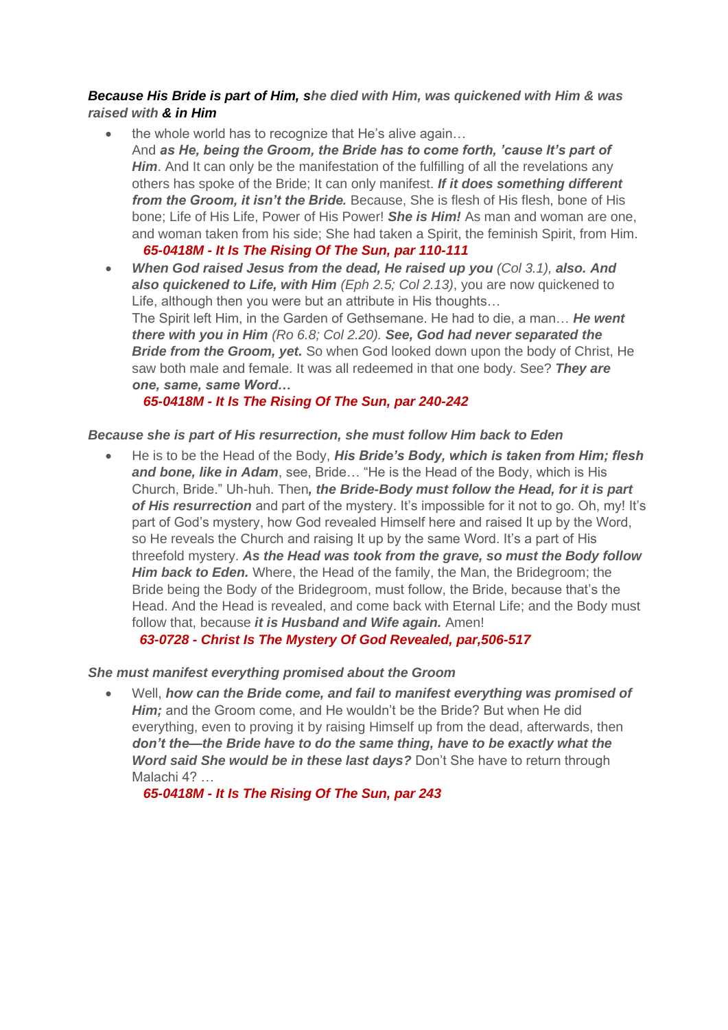***Because His Bride is part of Him, she died with Him, was quickened with Him & was raised with & in Him***

- the whole world has to recognize that He's alive again…
  And ***as He, being the Groom, the Bride has to come forth, 'cause It's part of Him***. And It can only be the manifestation of the fulfilling of all the revelations any others has spoke of the Bride; It can only manifest. ***If it does something different from the Groom, it isn't the Bride.*** Because, She is flesh of His flesh, bone of His bone; Life of His Life, Power of His Power! ***She is Him!*** As man and woman are one, and woman taken from his side; She had taken a Spirit, the feminish Spirit, from Him.
  ***65-0418M - It Is The Rising Of The Sun, par 110-111***
- ***When God raised Jesus from the dead, He raised up you*** *(Col 3.1),* ***also. And also quickened to Life, with Him*** *(Eph 2.5; Col 2.13)*, you are now quickened to Life, although then you were but an attribute in His thoughts…
  The Spirit left Him, in the Garden of Gethsemane. He had to die, a man… ***He went there with you in Him*** *(Ro 6.8; Col 2.20).* ***See, God had never separated the Bride from the Groom, yet.*** So when God looked down upon the body of Christ, He saw both male and female. It was all redeemed in that one body. See? ***They are one, same, same Word…***
  ***65-0418M - It Is The Rising Of The Sun, par 240-242***

***Because she is part of His resurrection, she must follow Him back to Eden***

- He is to be the Head of the Body, ***His Bride's Body, which is taken from Him; flesh and bone, like in Adam***, see, Bride… "He is the Head of the Body, which is His Church, Bride." Uh-huh. Then***, the Bride-Body must follow the Head, for it is part of His resurrection*** and part of the mystery. It's impossible for it not to go. Oh, my! It's part of God's mystery, how God revealed Himself here and raised It up by the Word, so He reveals the Church and raising It up by the same Word. It's a part of His threefold mystery. ***As the Head was took from the grave, so must the Body follow Him back to Eden.*** Where, the Head of the family, the Man, the Bridegroom; the Bride being the Body of the Bridegroom, must follow, the Bride, because that's the Head. And the Head is revealed, and come back with Eternal Life; and the Body must follow that, because ***it is Husband and Wife again.*** Amen!
  ***63-0728 - Christ Is The Mystery Of God Revealed, par,506-517***

***She must manifest everything promised about the Groom***

- Well, ***how can the Bride come, and fail to manifest everything was promised of Him;*** and the Groom come, and He wouldn't be the Bride? But when He did everything, even to proving it by raising Himself up from the dead, afterwards, then ***don't the—the Bride have to do the same thing, have to be exactly what the Word said She would be in these last days?*** Don't She have to return through Malachi 4? …
  ***65-0418M - It Is The Rising Of The Sun, par 243***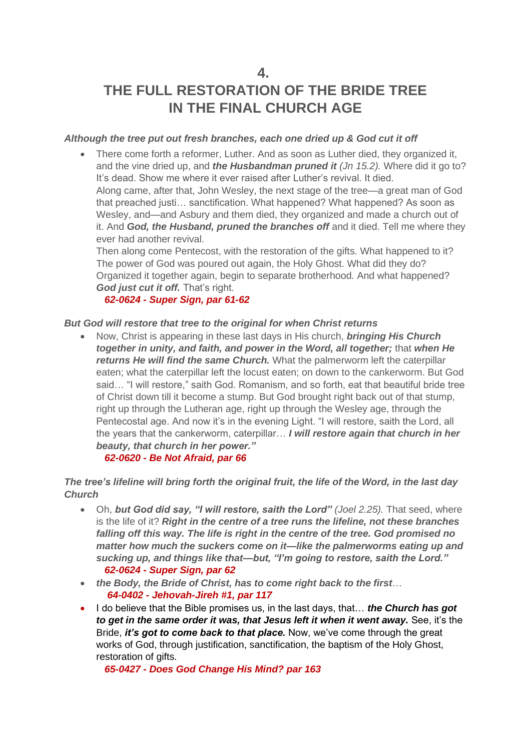# 4.
# THE FULL RESTORATION OF THE BRIDE TREE IN THE FINAL CHURCH AGE

***Although the tree put out fresh branches, each one dried up & God cut it off***

- There come forth a reformer, Luther. And as soon as Luther died, they organized it, and the vine dried up, and ***the Husbandman pruned it*** *(Jn 15.2).* Where did it go to? It's dead. Show me where it ever raised after Luther's revival. It died.
  Along came, after that, John Wesley, the next stage of the tree—a great man of God that preached justi… sanctification. What happened? What happened? As soon as Wesley, and—and Asbury and them died, they organized and made a church out of it. And ***God, the Husband, pruned the branches off*** and it died. Tell me where they ever had another revival.
  Then along come Pentecost, with the restoration of the gifts. What happened to it? The power of God was poured out again, the Holy Ghost. What did they do? Organized it together again, begin to separate brotherhood. And what happened? ***God just cut it off.*** That's right.
  ***62-0624 - Super Sign, par 61-62***

***But God will restore that tree to the original for when Christ returns***

- Now, Christ is appearing in these last days in His church, ***bringing His Church together in unity, and faith, and power in the Word, all together;*** that ***when He returns He will find the same Church.*** What the palmerworm left the caterpillar eaten; what the caterpillar left the locust eaten; on down to the cankerworm. But God said… "I will restore," saith God. Romanism, and so forth, eat that beautiful bride tree of Christ down till it become a stump. But God brought right back out of that stump, right up through the Lutheran age, right up through the Wesley age, through the Pentecostal age. And now it's in the evening Light. "I will restore, saith the Lord, all the years that the cankerworm, caterpillar… ***I will restore again that church in her beauty, that church in her power."***
  ***62-0620 - Be Not Afraid, par 66***

***The tree's lifeline will bring forth the original fruit, the life of the Word, in the last day Church***

- Oh, ***but God did say, "I will restore, saith the Lord"*** *(Joel 2.25).* That seed, where is the life of it? ***Right in the centre of a tree runs the lifeline, not these branches falling off this way. The life is right in the centre of the tree. God promised no matter how much the suckers come on it—like the palmerworms eating up and sucking up, and things like that—but, "I'm going to restore, saith the Lord."***
  ***62-0624 - Super Sign, par 62***
- ***the Body, the Bride of Christ, has to come right back to the first***…
  ***64-0402 - Jehovah-Jireh #1, par 117***
- I do believe that the Bible promises us, in the last days, that… ***the Church has got to get in the same order it was, that Jesus left it when it went away.*** See, it's the Bride, ***it's got to come back to that place.*** Now, we've come through the great works of God, through justification, sanctification, the baptism of the Holy Ghost, restoration of gifts.
  ***65-0427 - Does God Change His Mind? par 163***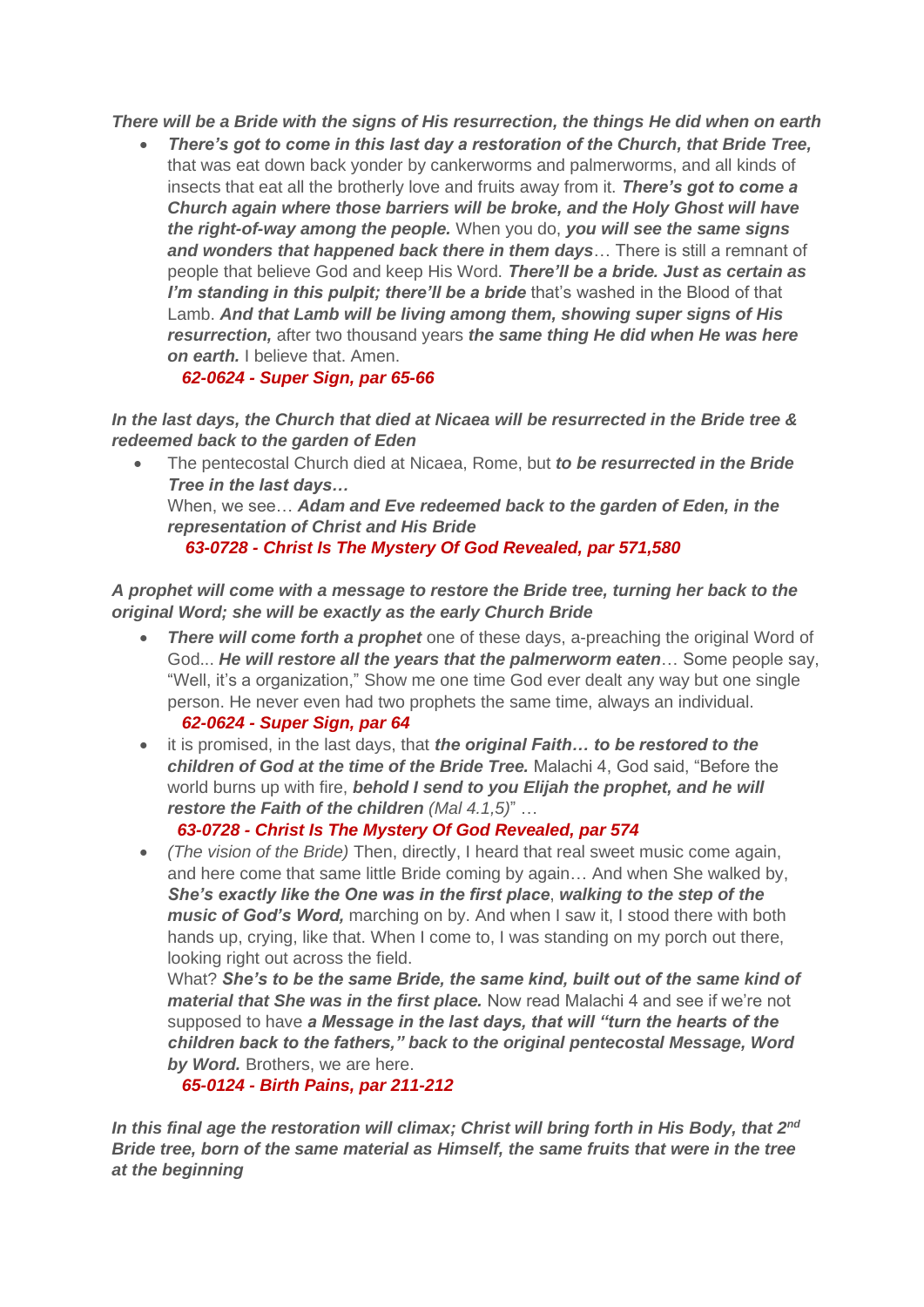***There will be a Bride with the signs of His resurrection, the things He did when on earth***

- ***There's got to come in this last day a restoration of the Church, that Bride Tree,*** that was eat down back yonder by cankerworms and palmerworms, and all kinds of insects that eat all the brotherly love and fruits away from it. ***There's got to come a Church again where those barriers will be broke, and the Holy Ghost will have the right-of-way among the people.*** When you do, ***you will see the same signs and wonders that happened back there in them days***… There is still a remnant of people that believe God and keep His Word. ***There'll be a bride. Just as certain as I'm standing in this pulpit; there'll be a bride*** that's washed in the Blood of that Lamb. ***And that Lamb will be living among them, showing super signs of His resurrection,*** after two thousand years ***the same thing He did when He was here on earth.*** I believe that. Amen.
  ***62-0624 - Super Sign, par 65-66***

***In the last days, the Church that died at Nicaea will be resurrected in the Bride tree & redeemed back to the garden of Eden***

- The pentecostal Church died at Nicaea, Rome, but ***to be resurrected in the Bride Tree in the last days…***
  When, we see… ***Adam and Eve redeemed back to the garden of Eden, in the representation of Christ and His Bride***
  ***63-0728 - Christ Is The Mystery Of God Revealed, par 571,580***

***A prophet will come with a message to restore the Bride tree, turning her back to the original Word; she will be exactly as the early Church Bride***

- ***There will come forth a prophet*** one of these days, a-preaching the original Word of God... ***He will restore all the years that the palmerworm eaten***… Some people say, "Well, it's a organization," Show me one time God ever dealt any way but one single person. He never even had two prophets the same time, always an individual.
  ***62-0624 - Super Sign, par 64***
- it is promised, in the last days, that ***the original Faith… to be restored to the children of God at the time of the Bride Tree.*** Malachi 4, God said, "Before the world burns up with fire, ***behold I send to you Elijah the prophet, and he will restore the Faith of the children*** *(Mal 4.1,5)*" …
  ***63-0728 - Christ Is The Mystery Of God Revealed, par 574***
- *(The vision of the Bride)* Then, directly, I heard that real sweet music come again, and here come that same little Bride coming by again… And when She walked by, ***She's exactly like the One was in the first place***, ***walking to the step of the music of God's Word,*** marching on by. And when I saw it, I stood there with both hands up, crying, like that. When I come to, I was standing on my porch out there, looking right out across the field.
  What? ***She's to be the same Bride, the same kind, built out of the same kind of material that She was in the first place.*** Now read Malachi 4 and see if we're not supposed to have ***a Message in the last days, that will "turn the hearts of the children back to the fathers," back to the original pentecostal Message, Word by Word.*** Brothers, we are here.
  ***65-0124 - Birth Pains, par 211-212***

***In this final age the restoration will climax; Christ will bring forth in His Body, that 2nd Bride tree, born of the same material as Himself, the same fruits that were in the tree at the beginning***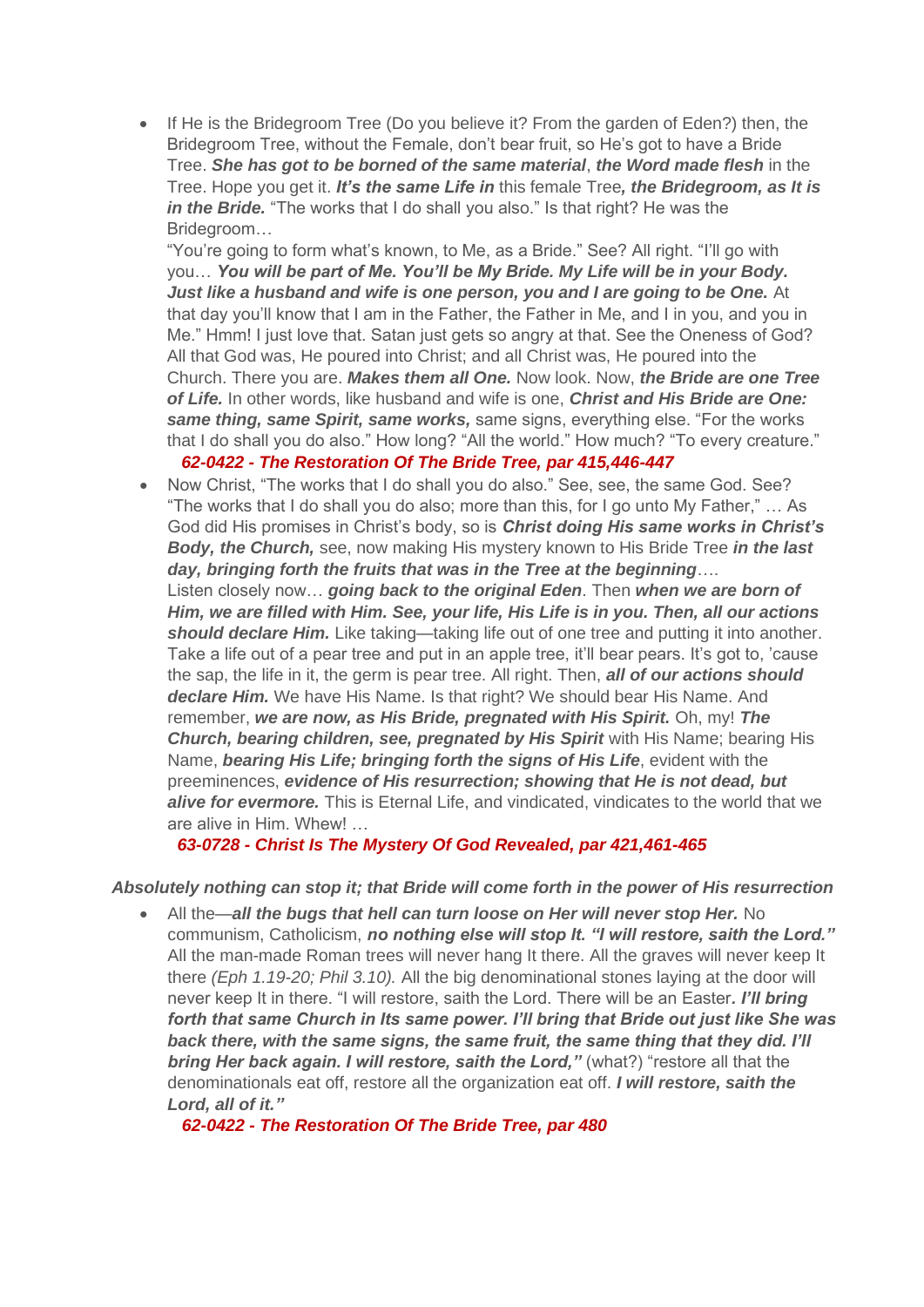- If He is the Bridegroom Tree (Do you believe it? From the garden of Eden?) then, the Bridegroom Tree, without the Female, don't bear fruit, so He's got to have a Bride Tree. ***She has got to be borned of the same material***, ***the Word made flesh*** in the Tree. Hope you get it. ***It's the same Life in*** this female Tree***, the Bridegroom, as It is in the Bride.*** "The works that I do shall you also." Is that right? He was the Bridegroom…
  "You're going to form what's known, to Me, as a Bride." See? All right. "I'll go with you… ***You will be part of Me. You'll be My Bride. My Life will be in your Body. Just like a husband and wife is one person, you and I are going to be One.*** At that day you'll know that I am in the Father, the Father in Me, and I in you, and you in Me." Hmm! I just love that. Satan just gets so angry at that. See the Oneness of God? All that God was, He poured into Christ; and all Christ was, He poured into the Church. There you are. ***Makes them all One.*** Now look. Now, ***the Bride are one Tree of Life.*** In other words, like husband and wife is one, ***Christ and His Bride are One: same thing, same Spirit, same works,*** same signs, everything else. "For the works that I do shall you do also." How long? "All the world." How much? "To every creature."
  ***62-0422 - The Restoration Of The Bride Tree, par 415,446-447***
- Now Christ, "The works that I do shall you do also." See, see, the same God. See? "The works that I do shall you do also; more than this, for I go unto My Father," … As God did His promises in Christ's body, so is ***Christ doing His same works in Christ's Body, the Church,*** see, now making His mystery known to His Bride Tree ***in the last day, bringing forth the fruits that was in the Tree at the beginning***….
  Listen closely now… ***going back to the original Eden***. Then ***when we are born of Him, we are filled with Him. See, your life, His Life is in you. Then, all our actions should declare Him.*** Like taking—taking life out of one tree and putting it into another. Take a life out of a pear tree and put in an apple tree, it'll bear pears. It's got to, 'cause the sap, the life in it, the germ is pear tree. All right. Then, ***all of our actions should declare Him.*** We have His Name. Is that right? We should bear His Name. And remember, ***we are now, as His Bride, pregnated with His Spirit.*** Oh, my! ***The Church, bearing children, see, pregnated by His Spirit*** with His Name; bearing His Name, ***bearing His Life; bringing forth the signs of His Life***, evident with the preeminences, ***evidence of His resurrection; showing that He is not dead, but alive for evermore.*** This is Eternal Life, and vindicated, vindicates to the world that we are alive in Him. Whew! …
  ***63-0728 - Christ Is The Mystery Of God Revealed, par 421,461-465***

***Absolutely nothing can stop it; that Bride will come forth in the power of His resurrection***

- All the—***all the bugs that hell can turn loose on Her will never stop Her.*** No communism, Catholicism, ***no nothing else will stop It. "I will restore, saith the Lord."*** All the man-made Roman trees will never hang It there. All the graves will never keep It there *(Eph 1.19-20; Phil 3.10).* All the big denominational stones laying at the door will never keep It in there. "I will restore, saith the Lord. There will be an Easter***. I'll bring forth that same Church in Its same power. I'll bring that Bride out just like She was back there, with the same signs, the same fruit, the same thing that they did. I'll bring Her back again. I will restore, saith the Lord,"*** (what?) "restore all that the denominationals eat off, restore all the organization eat off. ***I will restore, saith the Lord, all of it."***
  ***62-0422 - The Restoration Of The Bride Tree, par 480***